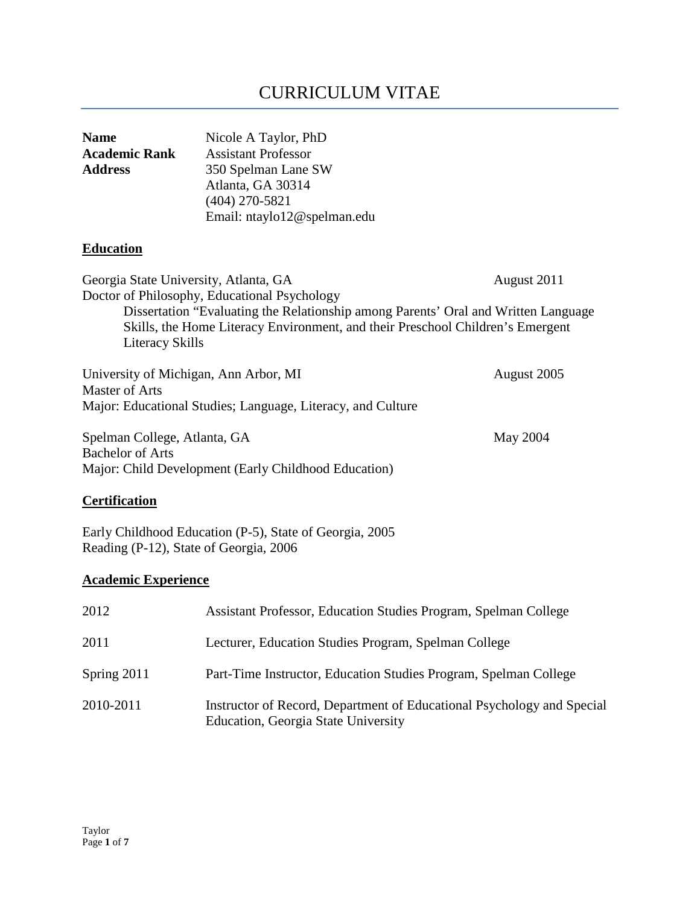# CURRICULUM VITAE

**Name** Nicole A Taylor, PhD
**Academic Rank** Assistant Professor
**Address** 350 Spelman Lane SW
Atlanta, GA 30314
(404) 270-5821
Email: ntaylo12@spelman.edu

## Education

Georgia State University, Atlanta, GA — August 2011
Doctor of Philosophy, Educational Psychology
Dissertation "Evaluating the Relationship among Parents' Oral and Written Language Skills, the Home Literacy Environment, and their Preschool Children's Emergent Literacy Skills

University of Michigan, Ann Arbor, MI — August 2005
Master of Arts
Major: Educational Studies; Language, Literacy, and Culture

Spelman College, Atlanta, GA — May 2004
Bachelor of Arts
Major: Child Development (Early Childhood Education)

## Certification

Early Childhood Education (P-5), State of Georgia, 2005
Reading (P-12), State of Georgia, 2006

## Academic Experience

| | |
|---|---|
| 2012 | Assistant Professor, Education Studies Program, Spelman College |
| 2011 | Lecturer, Education Studies Program, Spelman College |
| Spring 2011 | Part-Time Instructor, Education Studies Program, Spelman College |
| 2010-2011 | Instructor of Record, Department of Educational Psychology and Special Education, Georgia State University |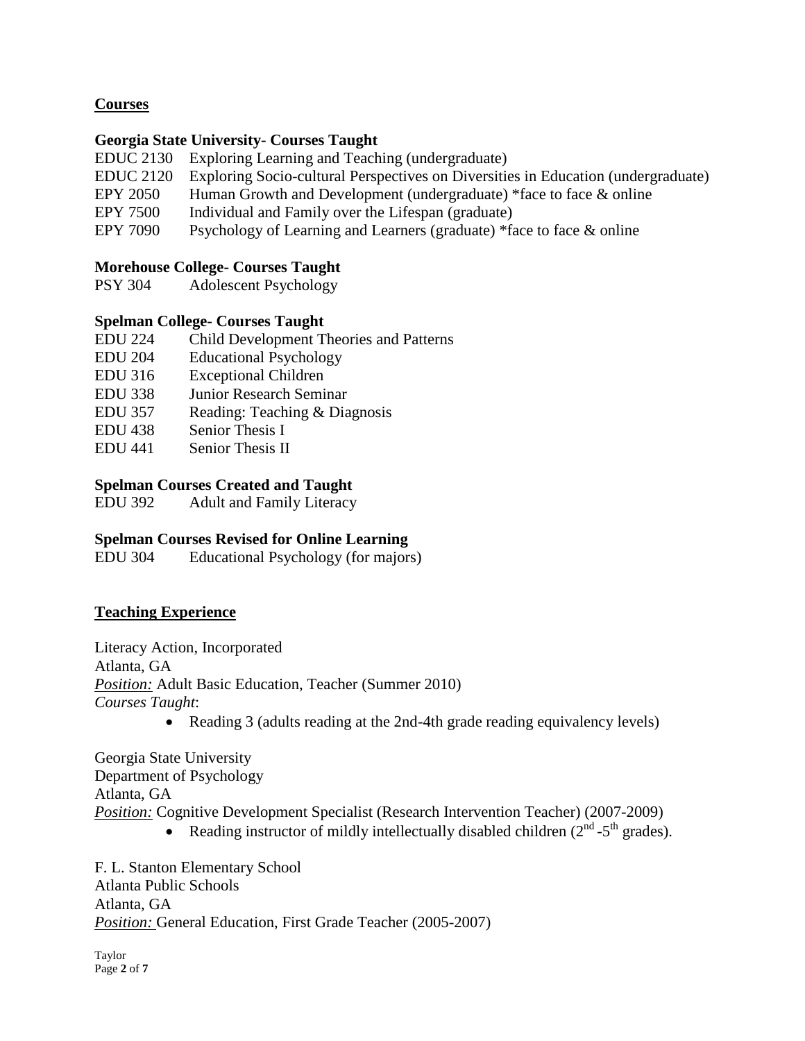## Courses

### Georgia State University- Courses Taught

EDUC 2130 Exploring Learning and Teaching (undergraduate)
EDUC 2120 Exploring Socio-cultural Perspectives on Diversities in Education (undergraduate)
EPY 2050 Human Growth and Development (undergraduate) *face to face & online
EPY 7500 Individual and Family over the Lifespan (graduate)
EPY 7090 Psychology of Learning and Learners (graduate) *face to face & online

### Morehouse College- Courses Taught

PSY 304 Adolescent Psychology

### Spelman College- Courses Taught

EDU 224 Child Development Theories and Patterns
EDU 204 Educational Psychology
EDU 316 Exceptional Children
EDU 338 Junior Research Seminar
EDU 357 Reading: Teaching & Diagnosis
EDU 438 Senior Thesis I
EDU 441 Senior Thesis II

### Spelman Courses Created and Taught

EDU 392 Adult and Family Literacy

### Spelman Courses Revised for Online Learning

EDU 304 Educational Psychology (for majors)

## Teaching Experience

Literacy Action, Incorporated
Atlanta, GA
*Position:* Adult Basic Education, Teacher (Summer 2010)
*Courses Taught*:

- Reading 3 (adults reading at the 2nd-4th grade reading equivalency levels)

Georgia State University
Department of Psychology
Atlanta, GA
*Position:* Cognitive Development Specialist (Research Intervention Teacher) (2007-2009)

- Reading instructor of mildly intellectually disabled children (2nd -5th grades).

F. L. Stanton Elementary School
Atlanta Public Schools
Atlanta, GA
*Position:* General Education, First Grade Teacher (2005-2007)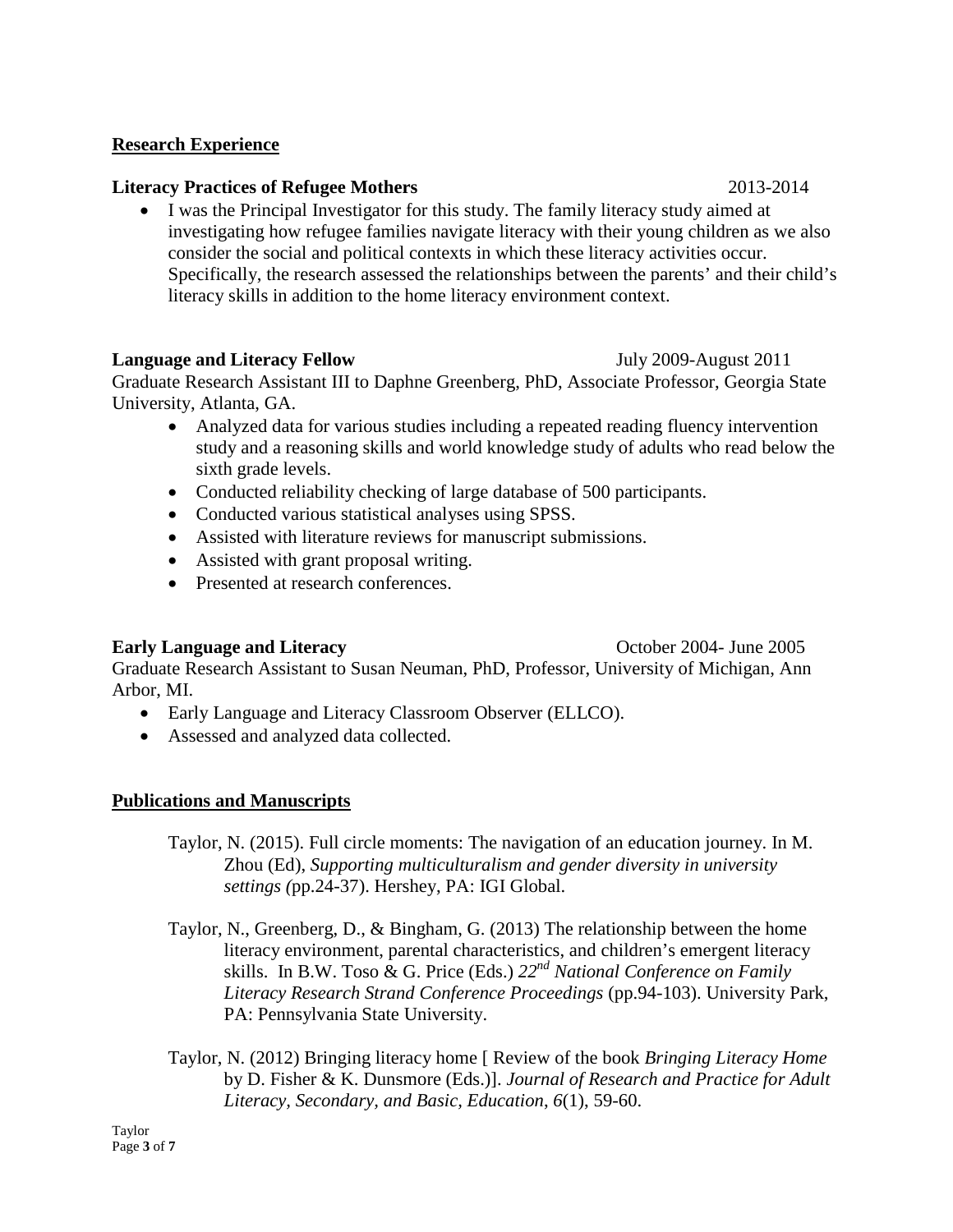## Research Experience

**Literacy Practices of Refugee Mothers** 2013-2014

- I was the Principal Investigator for this study. The family literacy study aimed at investigating how refugee families navigate literacy with their young children as we also consider the social and political contexts in which these literacy activities occur. Specifically, the research assessed the relationships between the parents' and their child's literacy skills in addition to the home literacy environment context.

**Language and Literacy Fellow** July 2009-August 2011

Graduate Research Assistant III to Daphne Greenberg, PhD, Associate Professor, Georgia State University, Atlanta, GA.

- Analyzed data for various studies including a repeated reading fluency intervention study and a reasoning skills and world knowledge study of adults who read below the sixth grade levels.
- Conducted reliability checking of large database of 500 participants.
- Conducted various statistical analyses using SPSS.
- Assisted with literature reviews for manuscript submissions.
- Assisted with grant proposal writing.
- Presented at research conferences.

**Early Language and Literacy** October 2004- June 2005

Graduate Research Assistant to Susan Neuman, PhD, Professor, University of Michigan, Ann Arbor, MI.

- Early Language and Literacy Classroom Observer (ELLCO).
- Assessed and analyzed data collected.

## Publications and Manuscripts

Taylor, N. (2015). Full circle moments: The navigation of an education journey. In M. Zhou (Ed), *Supporting multiculturalism and gender diversity in university settings (*pp.24-37). Hershey, PA: IGI Global.

Taylor, N., Greenberg, D., & Bingham, G. (2013) The relationship between the home literacy environment, parental characteristics, and children's emergent literacy skills. In B.W. Toso & G. Price (Eds.) *22nd National Conference on Family Literacy Research Strand Conference Proceedings* (pp.94-103). University Park, PA: Pennsylvania State University.

Taylor, N. (2012) Bringing literacy home [ Review of the book *Bringing Literacy Home* by D. Fisher & K. Dunsmore (Eds.)]. *Journal of Research and Practice for Adult Literacy, Secondary, and Basic, Education*, *6*(1), 59-60.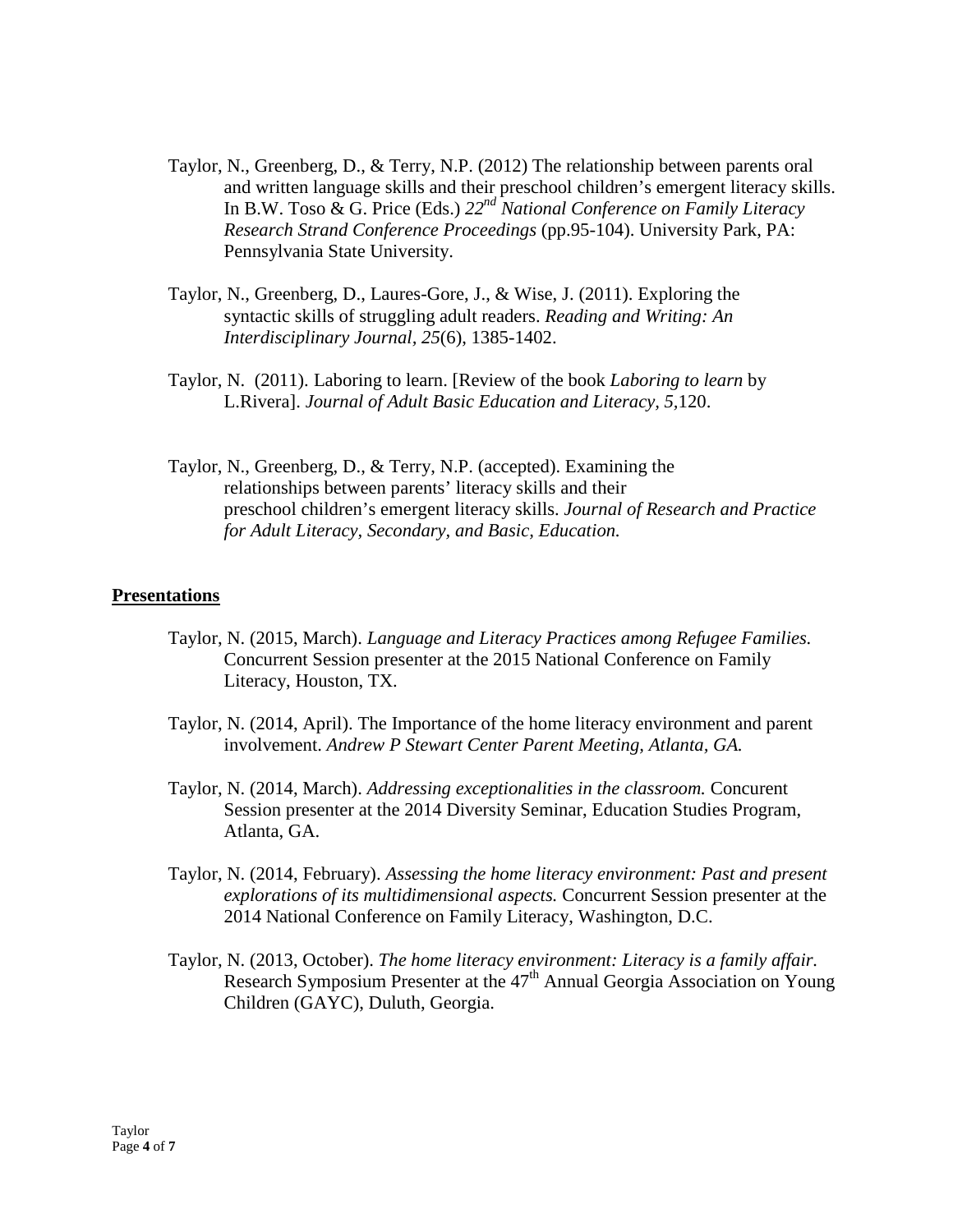Taylor, N., Greenberg, D., & Terry, N.P. (2012) The relationship between parents oral and written language skills and their preschool children's emergent literacy skills. In B.W. Toso & G. Price (Eds.) *22nd National Conference on Family Literacy Research Strand Conference Proceedings* (pp.95-104). University Park, PA: Pennsylvania State University.

Taylor, N., Greenberg, D., Laures-Gore, J., & Wise, J. (2011). Exploring the syntactic skills of struggling adult readers. *Reading and Writing: An Interdisciplinary Journal, 25*(6), 1385-1402.

Taylor, N. (2011). Laboring to learn. [Review of the book *Laboring to learn* by L.Rivera]. *Journal of Adult Basic Education and Literacy, 5*,120.

Taylor, N., Greenberg, D., & Terry, N.P. (accepted). Examining the relationships between parents' literacy skills and their preschool children's emergent literacy skills. *Journal of Research and Practice for Adult Literacy, Secondary, and Basic, Education.*

## Presentations

Taylor, N. (2015, March). *Language and Literacy Practices among Refugee Families.* Concurrent Session presenter at the 2015 National Conference on Family Literacy, Houston, TX.

Taylor, N. (2014, April). The Importance of the home literacy environment and parent involvement. *Andrew P Stewart Center Parent Meeting, Atlanta, GA.*

Taylor, N. (2014, March). *Addressing exceptionalities in the classroom.* Concurent Session presenter at the 2014 Diversity Seminar, Education Studies Program, Atlanta, GA.

Taylor, N. (2014, February). *Assessing the home literacy environment: Past and present explorations of its multidimensional aspects.* Concurrent Session presenter at the 2014 National Conference on Family Literacy, Washington, D.C.

Taylor, N. (2013, October). *The home literacy environment: Literacy is a family affair.* Research Symposium Presenter at the 47th Annual Georgia Association on Young Children (GAYC), Duluth, Georgia.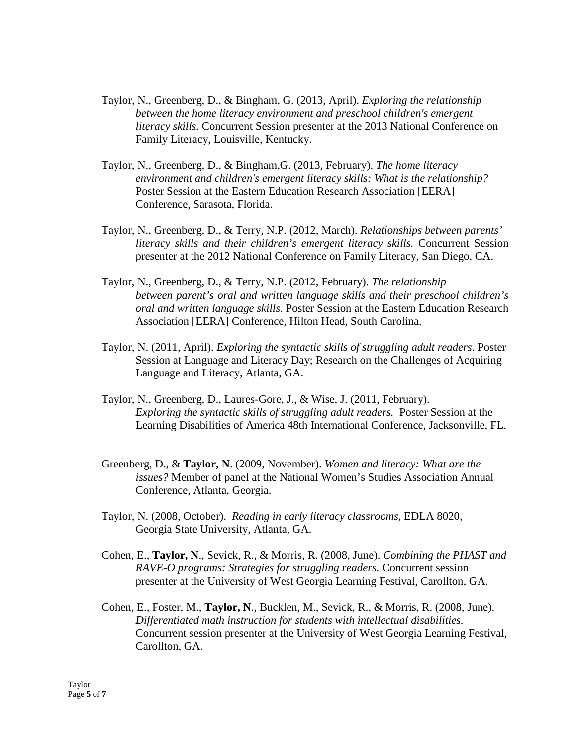Taylor, N., Greenberg, D., & Bingham, G. (2013, April). *Exploring the relationship between the home literacy environment and preschool children's emergent literacy skills.* Concurrent Session presenter at the 2013 National Conference on Family Literacy, Louisville, Kentucky.

Taylor, N., Greenberg, D., & Bingham,G. (2013, February). *The home literacy environment and children's emergent literacy skills: What is the relationship?* Poster Session at the Eastern Education Research Association [EERA] Conference, Sarasota, Florida.

Taylor, N., Greenberg, D., & Terry, N.P. (2012, March). *Relationships between parents' literacy skills and their children's emergent literacy skills.* Concurrent Session presenter at the 2012 National Conference on Family Literacy, San Diego, CA.

Taylor, N., Greenberg, D., & Terry, N.P. (2012, February). *The relationship between parent's oral and written language skills and their preschool children's oral and written language skills*. Poster Session at the Eastern Education Research Association [EERA] Conference, Hilton Head, South Carolina.

Taylor, N. (2011, April). *Exploring the syntactic skills of struggling adult readers*. Poster Session at Language and Literacy Day; Research on the Challenges of Acquiring Language and Literacy, Atlanta, GA.

Taylor, N., Greenberg, D., Laures-Gore, J., & Wise, J. (2011, February). *Exploring the syntactic skills of struggling adult readers.* Poster Session at the Learning Disabilities of America 48th International Conference, Jacksonville, FL.

Greenberg, D., & **Taylor, N**. (2009, November). *Women and literacy: What are the issues?* Member of panel at the National Women's Studies Association Annual Conference, Atlanta, Georgia.

Taylor, N. (2008, October). *Reading in early literacy classrooms*, EDLA 8020, Georgia State University, Atlanta, GA.

Cohen, E., **Taylor, N**., Sevick, R., & Morris, R. (2008, June). *Combining the PHAST and RAVE-O programs: Strategies for struggling readers.* Concurrent session presenter at the University of West Georgia Learning Festival, Carollton, GA.

Cohen, E., Foster, M., **Taylor, N**., Bucklen, M., Sevick, R., & Morris, R. (2008, June). *Differentiated math instruction for students with intellectual disabilities.* Concurrent session presenter at the University of West Georgia Learning Festival, Carollton, GA.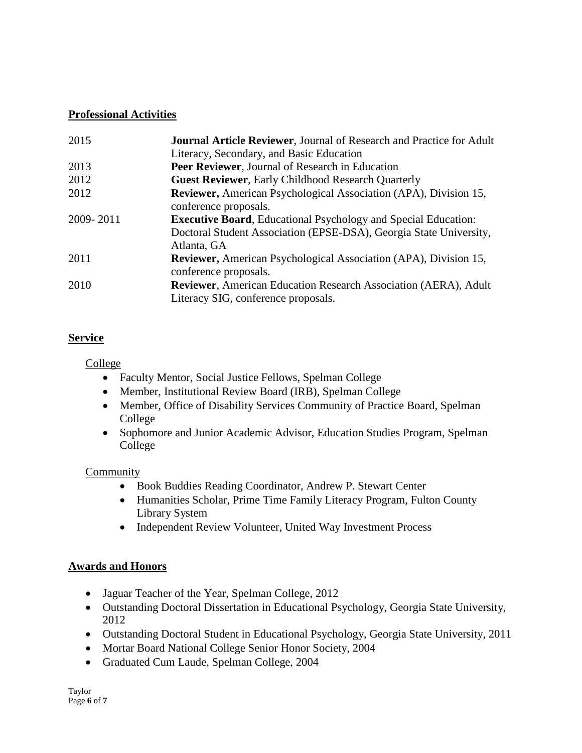## Professional Activities

| | |
|---|---|
| 2015 | **Journal Article Reviewer**, Journal of Research and Practice for Adult Literacy, Secondary, and Basic Education |
| 2013 | **Peer Reviewer**, Journal of Research in Education |
| 2012 | **Guest Reviewer**, Early Childhood Research Quarterly |
| 2012 | **Reviewer,** American Psychological Association (APA), Division 15, conference proposals. |
| 2009- 2011 | **Executive Board**, Educational Psychology and Special Education: Doctoral Student Association (EPSE-DSA), Georgia State University, Atlanta, GA |
| 2011 | **Reviewer,** American Psychological Association (APA), Division 15, conference proposals. |
| 2010 | **Reviewer**, American Education Research Association (AERA), Adult Literacy SIG, conference proposals. |

## Service

College

- Faculty Mentor, Social Justice Fellows, Spelman College
- Member, Institutional Review Board (IRB), Spelman College
- Member, Office of Disability Services Community of Practice Board, Spelman College
- Sophomore and Junior Academic Advisor, Education Studies Program, Spelman College

Community

- Book Buddies Reading Coordinator, Andrew P. Stewart Center
- Humanities Scholar, Prime Time Family Literacy Program, Fulton County Library System
- Independent Review Volunteer, United Way Investment Process

## Awards and Honors

- Jaguar Teacher of the Year, Spelman College, 2012
- Outstanding Doctoral Dissertation in Educational Psychology, Georgia State University, 2012
- Outstanding Doctoral Student in Educational Psychology, Georgia State University, 2011
- Mortar Board National College Senior Honor Society, 2004
- Graduated Cum Laude, Spelman College, 2004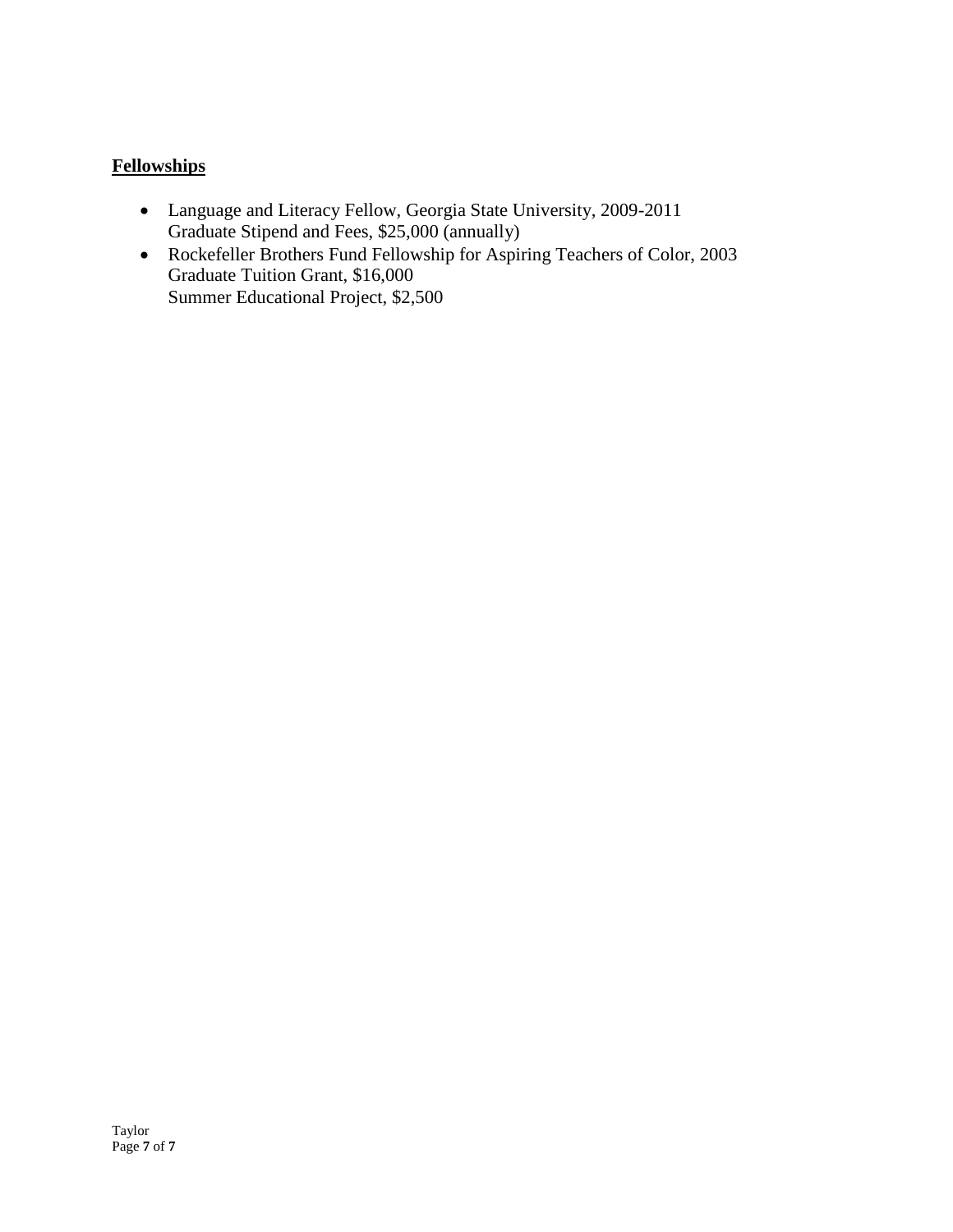## Fellowships

- Language and Literacy Fellow, Georgia State University, 2009-2011
  Graduate Stipend and Fees, $25,000 (annually)
- Rockefeller Brothers Fund Fellowship for Aspiring Teachers of Color, 2003
  Graduate Tuition Grant, $16,000
  Summer Educational Project, $2,500